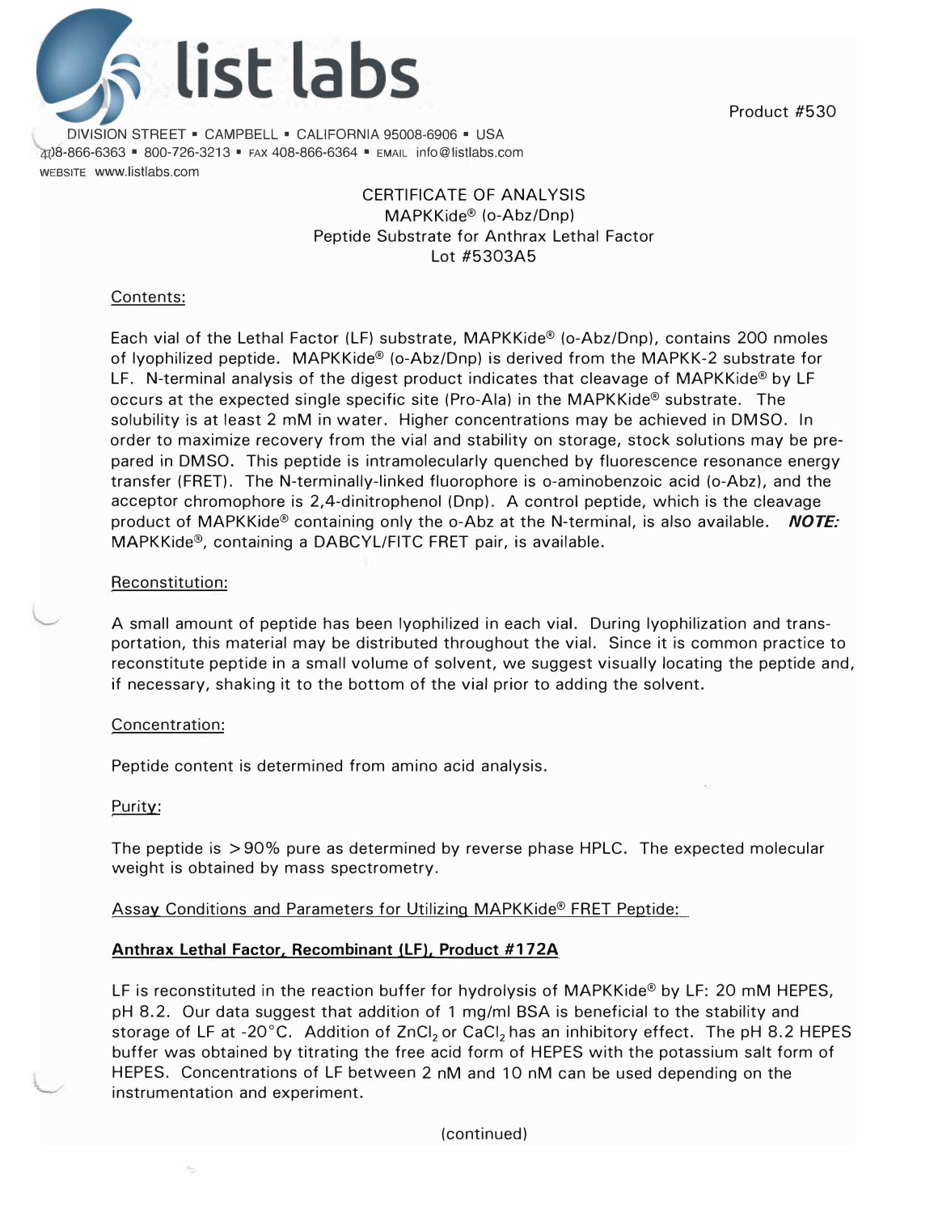# list labs

Product #530

DIVISION STREET ▪ CAMPBELL ▪ CALIFORNIA 95008-6906 ▪ USA
408-866-6363 ▪ 800-726-3213 ▪ FAX 408-866-6364 ▪ EMAIL info@listlabs.com
WEBSITE www.listlabs.com

## CERTIFICATE OF ANALYSIS
## MAPKKide® (o-Abz/Dnp)
## Peptide Substrate for Anthrax Lethal Factor
## Lot #5303A5

### Contents:

Each vial of the Lethal Factor (LF) substrate, MAPKKide® (o-Abz/Dnp), contains 200 nmoles of lyophilized peptide. MAPKKide® (o-Abz/Dnp) is derived from the MAPKK-2 substrate for LF. N-terminal analysis of the digest product indicates that cleavage of MAPKKide® by LF occurs at the expected single specific site (Pro-Ala) in the MAPKKide® substrate. The solubility is at least 2 mM in water. Higher concentrations may be achieved in DMSO. In order to maximize recovery from the vial and stability on storage, stock solutions may be prepared in DMSO. This peptide is intramolecularly quenched by fluorescence resonance energy transfer (FRET). The N-terminally-linked fluorophore is o-aminobenzoic acid (o-Abz), and the acceptor chromophore is 2,4-dinitrophenol (Dnp). A control peptide, which is the cleavage product of MAPKKide® containing only the o-Abz at the N-terminal, is also available. ***NOTE:*** MAPKKide®, containing a DABCYL/FITC FRET pair, is available.

### Reconstitution:

A small amount of peptide has been lyophilized in each vial. During lyophilization and transportation, this material may be distributed throughout the vial. Since it is common practice to reconstitute peptide in a small volume of solvent, we suggest visually locating the peptide and, if necessary, shaking it to the bottom of the vial prior to adding the solvent.

### Concentration:

Peptide content is determined from amino acid analysis.

### Purity:

The peptide is >90% pure as determined by reverse phase HPLC. The expected molecular weight is obtained by mass spectrometry.

### Assay Conditions and Parameters for Utilizing MAPKKide® FRET Peptide:

**Anthrax Lethal Factor, Recombinant (LF), Product #172A**

LF is reconstituted in the reaction buffer for hydrolysis of MAPKKide® by LF: 20 mM HEPES, pH 8.2. Our data suggest that addition of 1 mg/ml BSA is beneficial to the stability and storage of LF at -20°C. Addition of $ZnCl_2$ or $CaCl_2$ has an inhibitory effect. The pH 8.2 HEPES buffer was obtained by titrating the free acid form of HEPES with the potassium salt form of HEPES. Concentrations of LF between 2 nM and 10 nM can be used depending on the instrumentation and experiment.

(continued)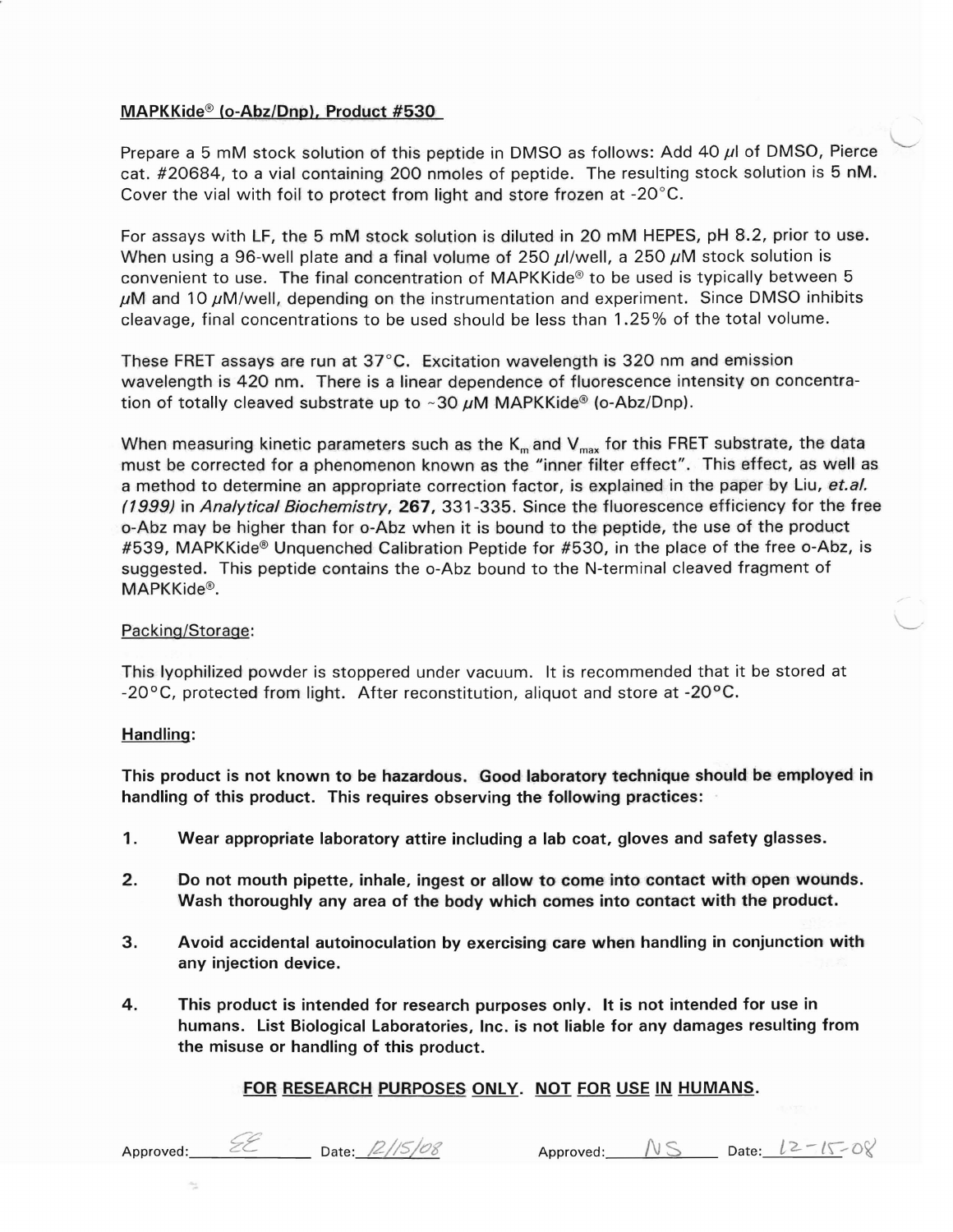MAPKKide® (o-Abz/Dnp), Product #530

Prepare a 5 mM stock solution of this peptide in DMSO as follows: Add 40 μl of DMSO, Pierce cat. #20684, to a vial containing 200 nmoles of peptide. The resulting stock solution is 5 nM. Cover the vial with foil to protect from light and store frozen at -20°C.

For assays with LF, the 5 mM stock solution is diluted in 20 mM HEPES, pH 8.2, prior to use. When using a 96-well plate and a final volume of 250 μl/well, a 250 μM stock solution is convenient to use. The final concentration of MAPKKide® to be used is typically between 5 μM and 10 μM/well, depending on the instrumentation and experiment. Since DMSO inhibits cleavage, final concentrations to be used should be less than 1.25% of the total volume.

These FRET assays are run at 37°C. Excitation wavelength is 320 nm and emission wavelength is 420 nm. There is a linear dependence of fluorescence intensity on concentration of totally cleaved substrate up to ~30 μM MAPKKide® (o-Abz/Dnp).

When measuring kinetic parameters such as the $K_m$ and $V_{max}$ for this FRET substrate, the data must be corrected for a phenomenon known as the "inner filter effect". This effect, as well as a method to determine an appropriate correction factor, is explained in the paper by Liu, *et.al. (1999)* in *Analytical Biochemistry*, **267**, 331-335. Since the fluorescence efficiency for the free o-Abz may be higher than for o-Abz when it is bound to the peptide, the use of the product #539, MAPKKide® Unquenched Calibration Peptide for #530, in the place of the free o-Abz, is suggested. This peptide contains the o-Abz bound to the N-terminal cleaved fragment of MAPKKide®.

Packing/Storage:

This lyophilized powder is stoppered under vacuum. It is recommended that it be stored at -20°C, protected from light. After reconstitution, aliquot and store at -20°C.

Handling:

**This product is not known to be hazardous. Good laboratory technique should be employed in handling of this product. This requires observing the following practices:**

1. **Wear appropriate laboratory attire including a lab coat, gloves and safety glasses.**

2. **Do not mouth pipette, inhale, ingest or allow to come into contact with open wounds. Wash thoroughly any area of the body which comes into contact with the product.**

3. **Avoid accidental autoinoculation by exercising care when handling in conjunction with any injection device.**

4. **This product is intended for research purposes only. It is not intended for use in humans. List Biological Laboratories, Inc. is not liable for any damages resulting from the misuse or handling of this product.**

**FOR RESEARCH PURPOSES ONLY. NOT FOR USE IN HUMANS.**

Approved: EE Date: 12/15/08 Approved: NS Date: 12-15-08